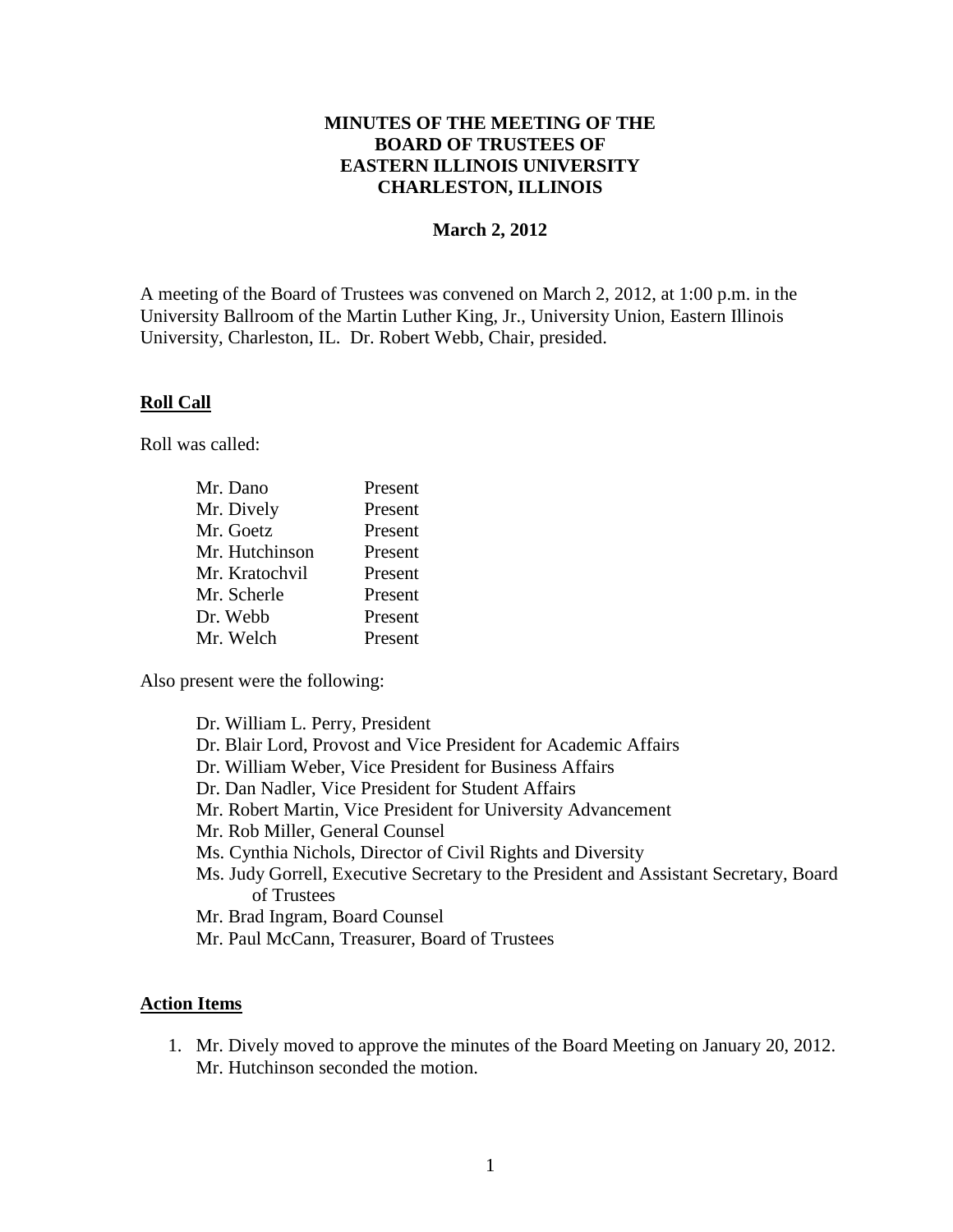**MINUTES OF THE MEETING OF THE BOARD OF TRUSTEES OF EASTERN ILLINOIS UNIVERSITY CHARLESTON, ILLINOIS**

**March 2, 2012**

A meeting of the Board of Trustees was convened on March 2, 2012, at 1:00 p.m. in the University Ballroom of the Martin Luther King, Jr., University Union, Eastern Illinois University, Charleston, IL. Dr. Robert Webb, Chair, presided.

## Roll Call

Roll was called:

| | |
|---|---|
| Mr. Dano | Present |
| Mr. Dively | Present |
| Mr. Goetz | Present |
| Mr. Hutchinson | Present |
| Mr. Kratochvil | Present |
| Mr. Scherle | Present |
| Dr. Webb | Present |
| Mr. Welch | Present |

Also present were the following:

- Dr. William L. Perry, President
- Dr. Blair Lord, Provost and Vice President for Academic Affairs
- Dr. William Weber, Vice President for Business Affairs
- Dr. Dan Nadler, Vice President for Student Affairs
- Mr. Robert Martin, Vice President for University Advancement
- Mr. Rob Miller, General Counsel
- Ms. Cynthia Nichols, Director of Civil Rights and Diversity
- Ms. Judy Gorrell, Executive Secretary to the President and Assistant Secretary, Board of Trustees
- Mr. Brad Ingram, Board Counsel
- Mr. Paul McCann, Treasurer, Board of Trustees

## Action Items

1. Mr. Dively moved to approve the minutes of the Board Meeting on January 20, 2012. Mr. Hutchinson seconded the motion.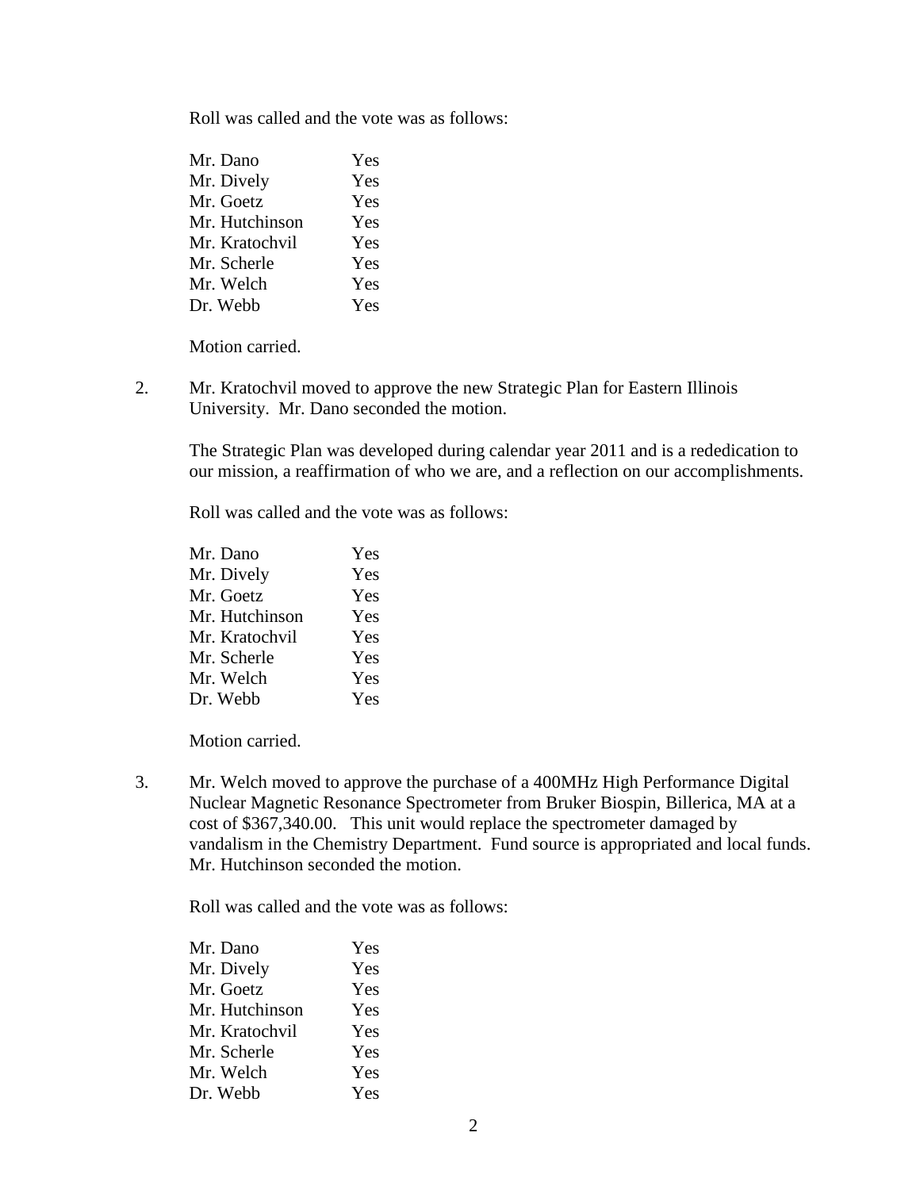Roll was called and the vote was as follows:

| | |
|---|---|
| Mr. Dano | Yes |
| Mr. Dively | Yes |
| Mr. Goetz | Yes |
| Mr. Hutchinson | Yes |
| Mr. Kratochvil | Yes |
| Mr. Scherle | Yes |
| Mr. Welch | Yes |
| Dr. Webb | Yes |

Motion carried.

2. Mr. Kratochvil moved to approve the new Strategic Plan for Eastern Illinois University. Mr. Dano seconded the motion.

   The Strategic Plan was developed during calendar year 2011 and is a rededication to our mission, a reaffirmation of who we are, and a reflection on our accomplishments.

   Roll was called and the vote was as follows:

| | |
|---|---|
| Mr. Dano | Yes |
| Mr. Dively | Yes |
| Mr. Goetz | Yes |
| Mr. Hutchinson | Yes |
| Mr. Kratochvil | Yes |
| Mr. Scherle | Yes |
| Mr. Welch | Yes |
| Dr. Webb | Yes |

   Motion carried.

3. Mr. Welch moved to approve the purchase of a 400MHz High Performance Digital Nuclear Magnetic Resonance Spectrometer from Bruker Biospin, Billerica, MA at a cost of $367,340.00. This unit would replace the spectrometer damaged by vandalism in the Chemistry Department. Fund source is appropriated and local funds. Mr. Hutchinson seconded the motion.

   Roll was called and the vote was as follows:

| | |
|---|---|
| Mr. Dano | Yes |
| Mr. Dively | Yes |
| Mr. Goetz | Yes |
| Mr. Hutchinson | Yes |
| Mr. Kratochvil | Yes |
| Mr. Scherle | Yes |
| Mr. Welch | Yes |
| Dr. Webb | Yes |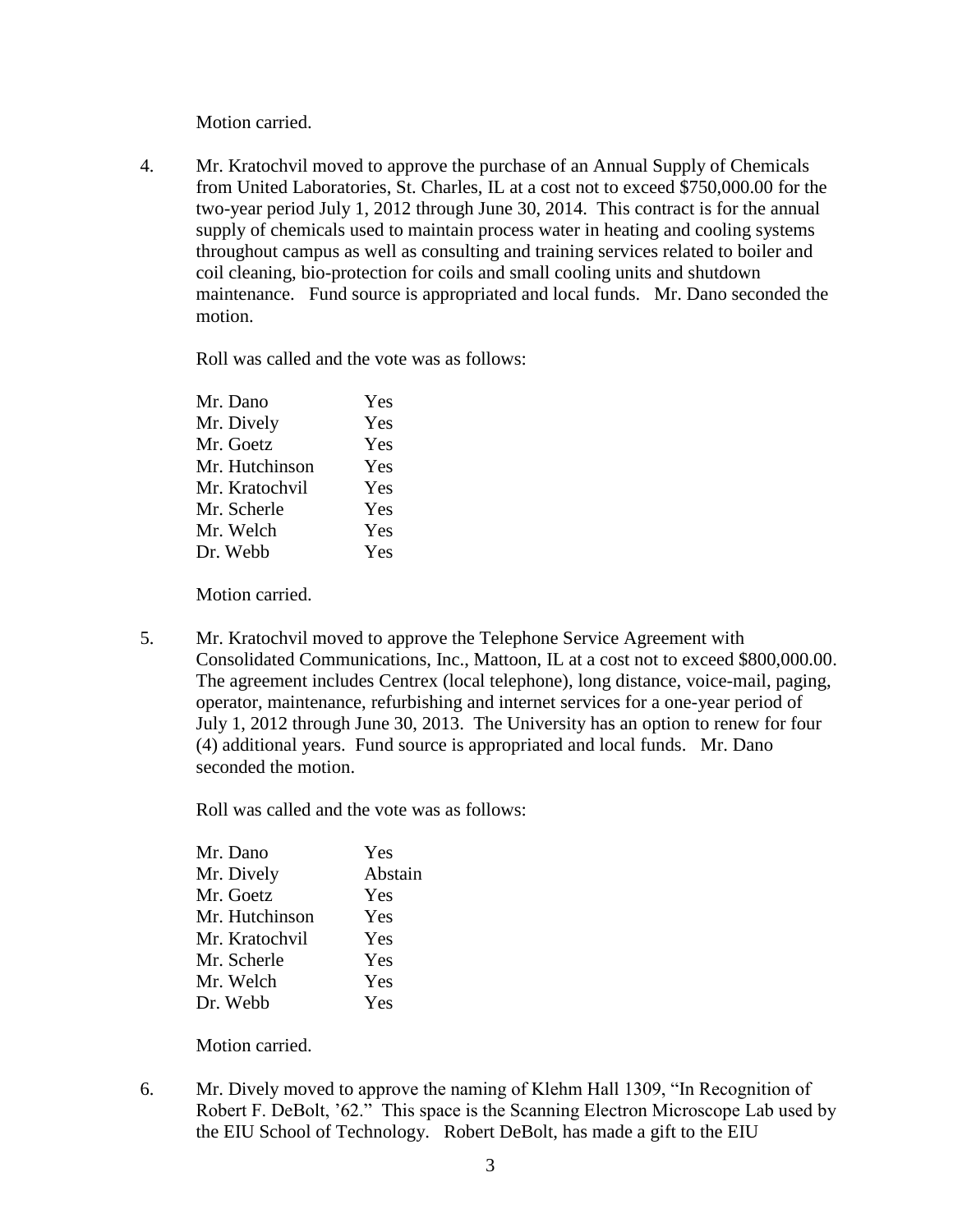Motion carried.

4. Mr. Kratochvil moved to approve the purchase of an Annual Supply of Chemicals from United Laboratories, St. Charles, IL at a cost not to exceed $750,000.00 for the two-year period July 1, 2012 through June 30, 2014. This contract is for the annual supply of chemicals used to maintain process water in heating and cooling systems throughout campus as well as consulting and training services related to boiler and coil cleaning, bio-protection for coils and small cooling units and shutdown maintenance. Fund source is appropriated and local funds. Mr. Dano seconded the motion.

   Roll was called and the vote was as follows:

   | | |
   |---|---|
   | Mr. Dano | Yes |
   | Mr. Dively | Yes |
   | Mr. Goetz | Yes |
   | Mr. Hutchinson | Yes |
   | Mr. Kratochvil | Yes |
   | Mr. Scherle | Yes |
   | Mr. Welch | Yes |
   | Dr. Webb | Yes |

   Motion carried.

5. Mr. Kratochvil moved to approve the Telephone Service Agreement with Consolidated Communications, Inc., Mattoon, IL at a cost not to exceed $800,000.00. The agreement includes Centrex (local telephone), long distance, voice-mail, paging, operator, maintenance, refurbishing and internet services for a one-year period of July 1, 2012 through June 30, 2013. The University has an option to renew for four (4) additional years. Fund source is appropriated and local funds. Mr. Dano seconded the motion.

   Roll was called and the vote was as follows:

   | | |
   |---|---|
   | Mr. Dano | Yes |
   | Mr. Dively | Abstain |
   | Mr. Goetz | Yes |
   | Mr. Hutchinson | Yes |
   | Mr. Kratochvil | Yes |
   | Mr. Scherle | Yes |
   | Mr. Welch | Yes |
   | Dr. Webb | Yes |

   Motion carried.

6. Mr. Dively moved to approve the naming of Klehm Hall 1309, "In Recognition of Robert F. DeBolt, '62." This space is the Scanning Electron Microscope Lab used by the EIU School of Technology. Robert DeBolt, has made a gift to the EIU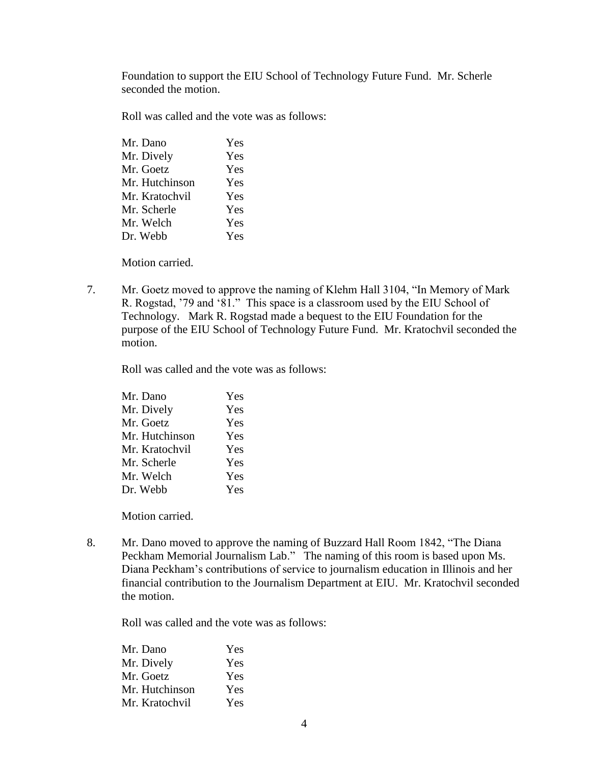Foundation to support the EIU School of Technology Future Fund. Mr. Scherle seconded the motion.

Roll was called and the vote was as follows:

| | |
|---|---|
| Mr. Dano | Yes |
| Mr. Dively | Yes |
| Mr. Goetz | Yes |
| Mr. Hutchinson | Yes |
| Mr. Kratochvil | Yes |
| Mr. Scherle | Yes |
| Mr. Welch | Yes |
| Dr. Webb | Yes |

Motion carried.

7. Mr. Goetz moved to approve the naming of Klehm Hall 3104, "In Memory of Mark R. Rogstad, '79 and '81." This space is a classroom used by the EIU School of Technology. Mark R. Rogstad made a bequest to the EIU Foundation for the purpose of the EIU School of Technology Future Fund. Mr. Kratochvil seconded the motion.

   Roll was called and the vote was as follows:

   | | |
   |---|---|
   | Mr. Dano | Yes |
   | Mr. Dively | Yes |
   | Mr. Goetz | Yes |
   | Mr. Hutchinson | Yes |
   | Mr. Kratochvil | Yes |
   | Mr. Scherle | Yes |
   | Mr. Welch | Yes |
   | Dr. Webb | Yes |

   Motion carried.

8. Mr. Dano moved to approve the naming of Buzzard Hall Room 1842, "The Diana Peckham Memorial Journalism Lab." The naming of this room is based upon Ms. Diana Peckham's contributions of service to journalism education in Illinois and her financial contribution to the Journalism Department at EIU. Mr. Kratochvil seconded the motion.

   Roll was called and the vote was as follows:

   | | |
   |---|---|
   | Mr. Dano | Yes |
   | Mr. Dively | Yes |
   | Mr. Goetz | Yes |
   | Mr. Hutchinson | Yes |
   | Mr. Kratochvil | Yes |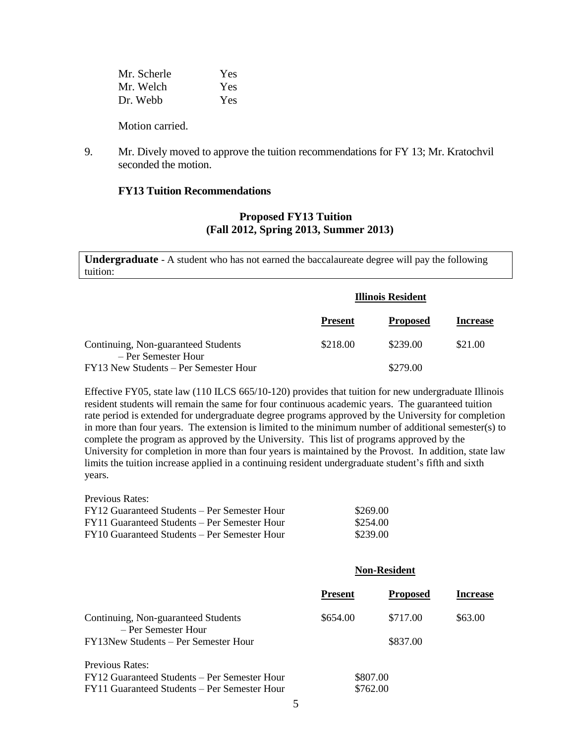| | |
|---|---|
| Mr. Scherle | Yes |
| Mr. Welch | Yes |
| Dr. Webb | Yes |

Motion carried.

9. Mr. Dively moved to approve the tuition recommendations for FY 13; Mr. Kratochvil seconded the motion.

**FY13 Tuition Recommendations**

**Proposed FY13 Tuition**
**(Fall 2012, Spring 2013, Summer 2013)**

**Undergraduate** - A student who has not earned the baccalaureate degree will pay the following tuition:

| | Illinois Resident | | |
|---|---|---|---|
| | **Present** | **Proposed** | **Increase** |
| Continuing, Non-guaranteed Students – Per Semester Hour | $218.00 | $239.00 | $21.00 |
| FY13 New Students – Per Semester Hour | | $279.00 | |

Effective FY05, state law (110 ILCS 665/10-120) provides that tuition for new undergraduate Illinois resident students will remain the same for four continuous academic years. The guaranteed tuition rate period is extended for undergraduate degree programs approved by the University for completion in more than four years. The extension is limited to the minimum number of additional semester(s) to complete the program as approved by the University. This list of programs approved by the University for completion in more than four years is maintained by the Provost. In addition, state law limits the tuition increase applied in a continuing resident undergraduate student's fifth and sixth years.

Previous Rates:

| | |
|---|---|
| FY12 Guaranteed Students – Per Semester Hour | $269.00 |
| FY11 Guaranteed Students – Per Semester Hour | $254.00 |
| FY10 Guaranteed Students – Per Semester Hour | $239.00 |

| | Non-Resident | | |
|---|---|---|---|
| | **Present** | **Proposed** | **Increase** |
| Continuing, Non-guaranteed Students – Per Semester Hour | $654.00 | $717.00 | $63.00 |
| FY13New Students – Per Semester Hour | | $837.00 | |

Previous Rates:

| | |
|---|---|
| FY12 Guaranteed Students – Per Semester Hour | $807.00 |
| FY11 Guaranteed Students – Per Semester Hour | $762.00 |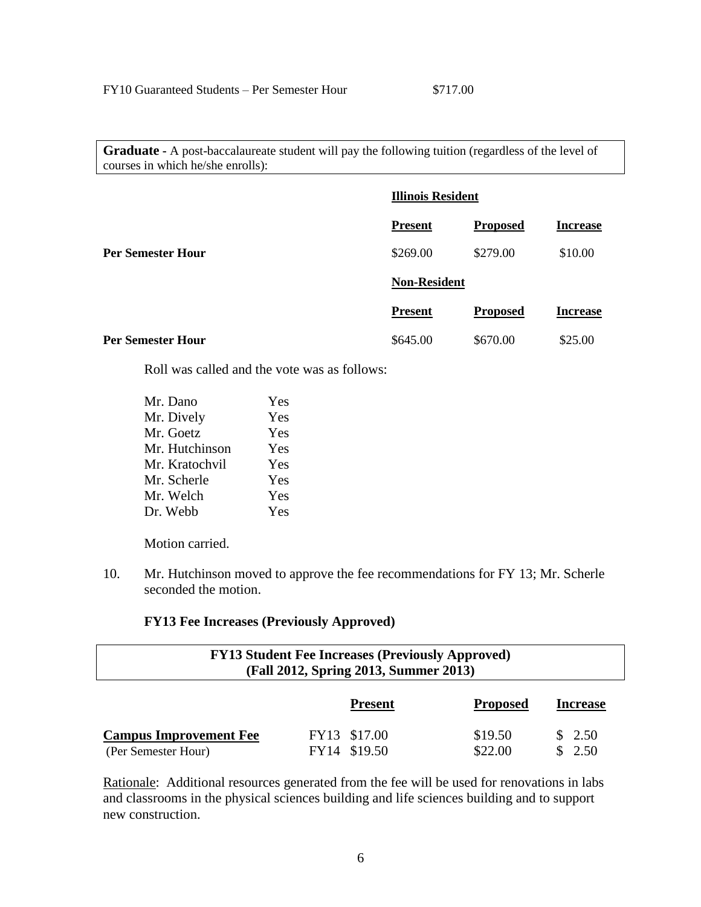FY10 Guaranteed Students – Per Semester Hour $717.00

**Graduate** - A post-baccalaureate student will pay the following tuition (regardless of the level of courses in which he/she enrolls):

| | **Illinois Resident** | | |
|---|---|---|---|
| | **Present** | **Proposed** | **Increase** |
| **Per Semester Hour** | $269.00 | $279.00 | $10.00 |
| | **Non-Resident** | | |
| | **Present** | **Proposed** | **Increase** |
| **Per Semester Hour** | $645.00 | $670.00 | $25.00 |

Roll was called and the vote was as follows:

| | |
|---|---|
| Mr. Dano | Yes |
| Mr. Dively | Yes |
| Mr. Goetz | Yes |
| Mr. Hutchinson | Yes |
| Mr. Kratochvil | Yes |
| Mr. Scherle | Yes |
| Mr. Welch | Yes |
| Dr. Webb | Yes |

Motion carried.

10. Mr. Hutchinson moved to approve the fee recommendations for FY 13; Mr. Scherle seconded the motion.

**FY13 Fee Increases (Previously Approved)**

**FY13 Student Fee Increases (Previously Approved) (Fall 2012, Spring 2013, Summer 2013)**

| | **Present** | **Proposed** | **Increase** |
|---|---|---|---|
| **Campus Improvement Fee** | FY13 $17.00 | $19.50 | $ 2.50 |
| (Per Semester Hour) | FY14 $19.50 | $22.00 | $ 2.50 |

Rationale: Additional resources generated from the fee will be used for renovations in labs and classrooms in the physical sciences building and life sciences building and to support new construction.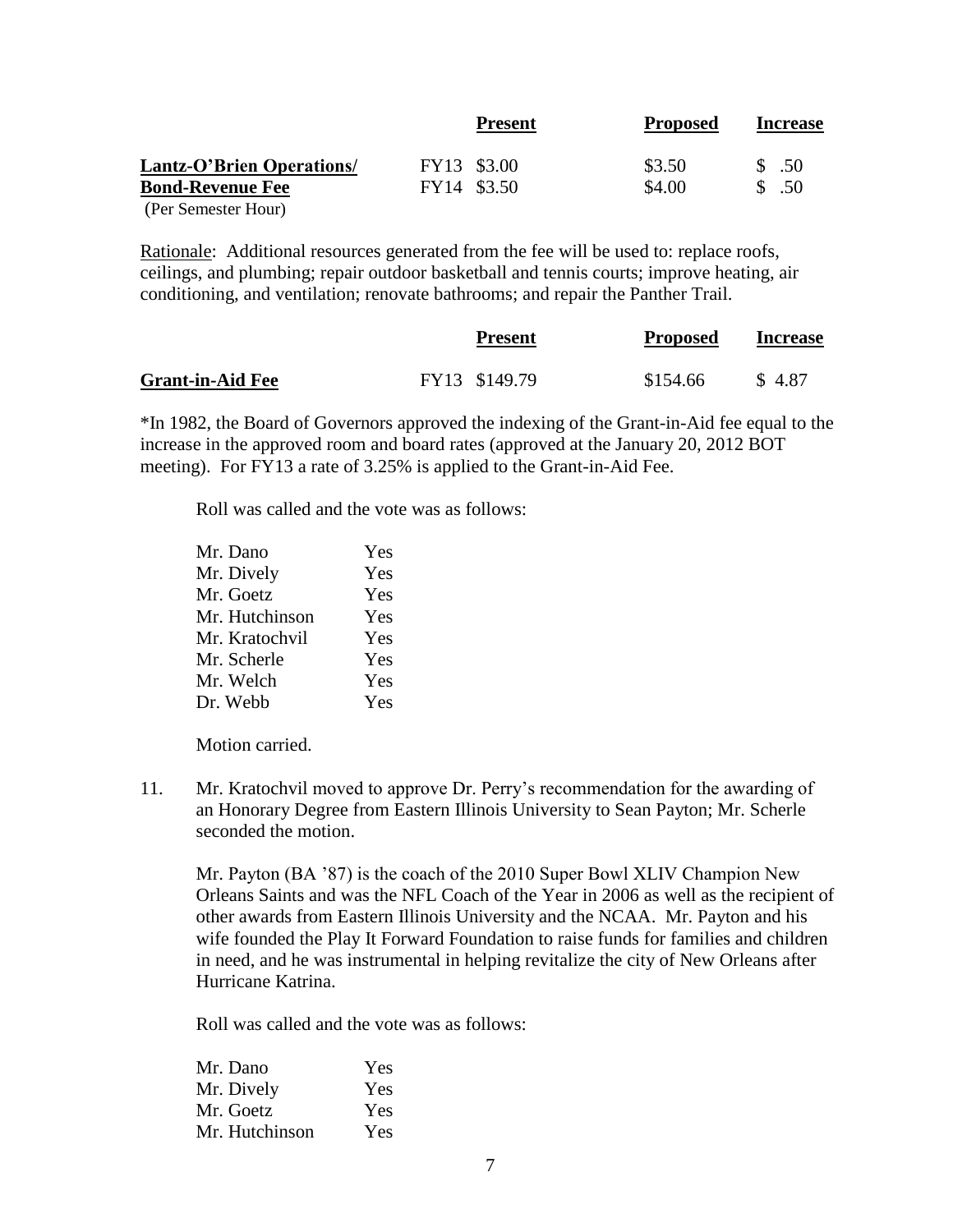| | Present | Proposed | Increase |
|---|---|---|---|
| **Lantz-O'Brien Operations/** | FY13 $3.00 | $3.50 | $ .50 |
| **Bond-Revenue Fee** | FY14 $3.50 | $4.00 | $ .50 |
| (Per Semester Hour) | | | |

Rationale: Additional resources generated from the fee will be used to: replace roofs, ceilings, and plumbing; repair outdoor basketball and tennis courts; improve heating, air conditioning, and ventilation; renovate bathrooms; and repair the Panther Trail.

| | Present | Proposed | Increase |
|---|---|---|---|
| **Grant-in-Aid Fee** | FY13 $149.79 | $154.66 | $ 4.87 |

*In 1982, the Board of Governors approved the indexing of the Grant-in-Aid fee equal to the increase in the approved room and board rates (approved at the January 20, 2012 BOT meeting). For FY13 a rate of 3.25% is applied to the Grant-in-Aid Fee.

Roll was called and the vote was as follows:

| | |
|---|---|
| Mr. Dano | Yes |
| Mr. Dively | Yes |
| Mr. Goetz | Yes |
| Mr. Hutchinson | Yes |
| Mr. Kratochvil | Yes |
| Mr. Scherle | Yes |
| Mr. Welch | Yes |
| Dr. Webb | Yes |

Motion carried.

11. Mr. Kratochvil moved to approve Dr. Perry's recommendation for the awarding of an Honorary Degree from Eastern Illinois University to Sean Payton; Mr. Scherle seconded the motion.

    Mr. Payton (BA '87) is the coach of the 2010 Super Bowl XLIV Champion New Orleans Saints and was the NFL Coach of the Year in 2006 as well as the recipient of other awards from Eastern Illinois University and the NCAA. Mr. Payton and his wife founded the Play It Forward Foundation to raise funds for families and children in need, and he was instrumental in helping revitalize the city of New Orleans after Hurricane Katrina.

    Roll was called and the vote was as follows:

| | |
|---|---|
| Mr. Dano | Yes |
| Mr. Dively | Yes |
| Mr. Goetz | Yes |
| Mr. Hutchinson | Yes |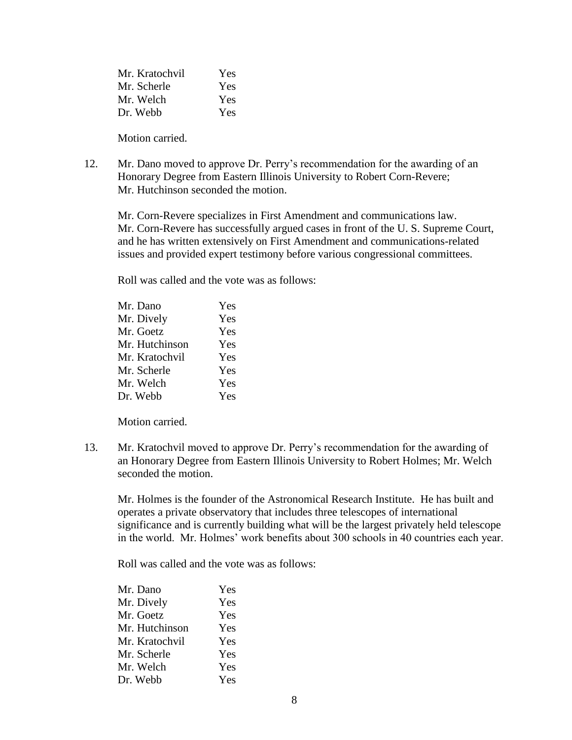| | |
|---|---|
| Mr. Kratochvil | Yes |
| Mr. Scherle | Yes |
| Mr. Welch | Yes |
| Dr. Webb | Yes |

Motion carried.

12. Mr. Dano moved to approve Dr. Perry's recommendation for the awarding of an Honorary Degree from Eastern Illinois University to Robert Corn-Revere; Mr. Hutchinson seconded the motion.

    Mr. Corn-Revere specializes in First Amendment and communications law. Mr. Corn-Revere has successfully argued cases in front of the U. S. Supreme Court, and he has written extensively on First Amendment and communications-related issues and provided expert testimony before various congressional committees.

    Roll was called and the vote was as follows:

| | |
|---|---|
| Mr. Dano | Yes |
| Mr. Dively | Yes |
| Mr. Goetz | Yes |
| Mr. Hutchinson | Yes |
| Mr. Kratochvil | Yes |
| Mr. Scherle | Yes |
| Mr. Welch | Yes |
| Dr. Webb | Yes |

    Motion carried.

13. Mr. Kratochvil moved to approve Dr. Perry's recommendation for the awarding of an Honorary Degree from Eastern Illinois University to Robert Holmes; Mr. Welch seconded the motion.

    Mr. Holmes is the founder of the Astronomical Research Institute. He has built and operates a private observatory that includes three telescopes of international significance and is currently building what will be the largest privately held telescope in the world. Mr. Holmes' work benefits about 300 schools in 40 countries each year.

    Roll was called and the vote was as follows:

| | |
|---|---|
| Mr. Dano | Yes |
| Mr. Dively | Yes |
| Mr. Goetz | Yes |
| Mr. Hutchinson | Yes |
| Mr. Kratochvil | Yes |
| Mr. Scherle | Yes |
| Mr. Welch | Yes |
| Dr. Webb | Yes |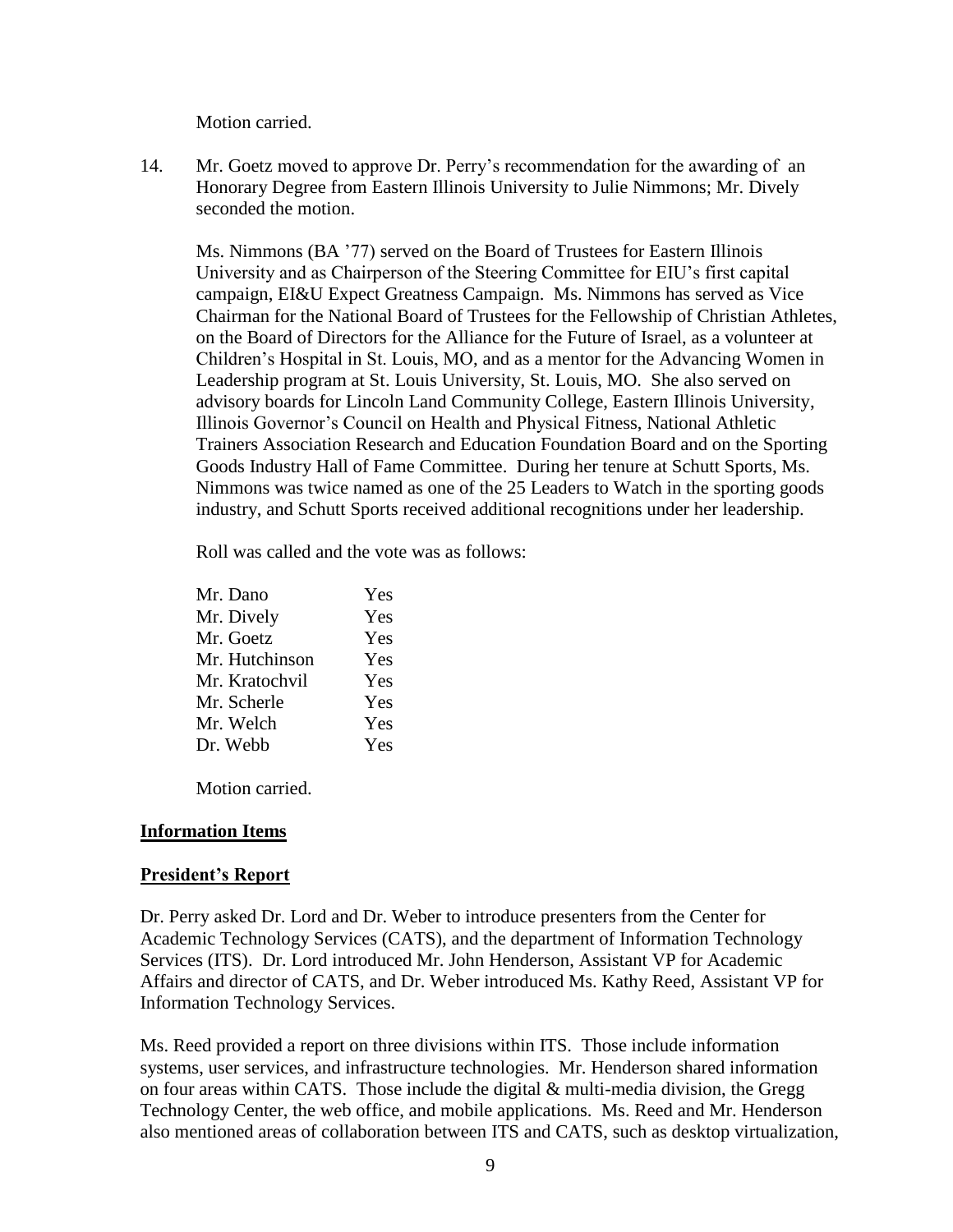Motion carried.

14. Mr. Goetz moved to approve Dr. Perry's recommendation for the awarding of an Honorary Degree from Eastern Illinois University to Julie Nimmons; Mr. Dively seconded the motion.

    Ms. Nimmons (BA '77) served on the Board of Trustees for Eastern Illinois University and as Chairperson of the Steering Committee for EIU's first capital campaign, EI&U Expect Greatness Campaign. Ms. Nimmons has served as Vice Chairman for the National Board of Trustees for the Fellowship of Christian Athletes, on the Board of Directors for the Alliance for the Future of Israel, as a volunteer at Children's Hospital in St. Louis, MO, and as a mentor for the Advancing Women in Leadership program at St. Louis University, St. Louis, MO. She also served on advisory boards for Lincoln Land Community College, Eastern Illinois University, Illinois Governor's Council on Health and Physical Fitness, National Athletic Trainers Association Research and Education Foundation Board and on the Sporting Goods Industry Hall of Fame Committee. During her tenure at Schutt Sports, Ms. Nimmons was twice named as one of the 25 Leaders to Watch in the sporting goods industry, and Schutt Sports received additional recognitions under her leadership.

    Roll was called and the vote was as follows:

    | | |
    |---|---|
    | Mr. Dano | Yes |
    | Mr. Dively | Yes |
    | Mr. Goetz | Yes |
    | Mr. Hutchinson | Yes |
    | Mr. Kratochvil | Yes |
    | Mr. Scherle | Yes |
    | Mr. Welch | Yes |
    | Dr. Webb | Yes |

    Motion carried.

## Information Items

## President's Report

Dr. Perry asked Dr. Lord and Dr. Weber to introduce presenters from the Center for Academic Technology Services (CATS), and the department of Information Technology Services (ITS). Dr. Lord introduced Mr. John Henderson, Assistant VP for Academic Affairs and director of CATS, and Dr. Weber introduced Ms. Kathy Reed, Assistant VP for Information Technology Services.

Ms. Reed provided a report on three divisions within ITS. Those include information systems, user services, and infrastructure technologies. Mr. Henderson shared information on four areas within CATS. Those include the digital & multi-media division, the Gregg Technology Center, the web office, and mobile applications. Ms. Reed and Mr. Henderson also mentioned areas of collaboration between ITS and CATS, such as desktop virtualization,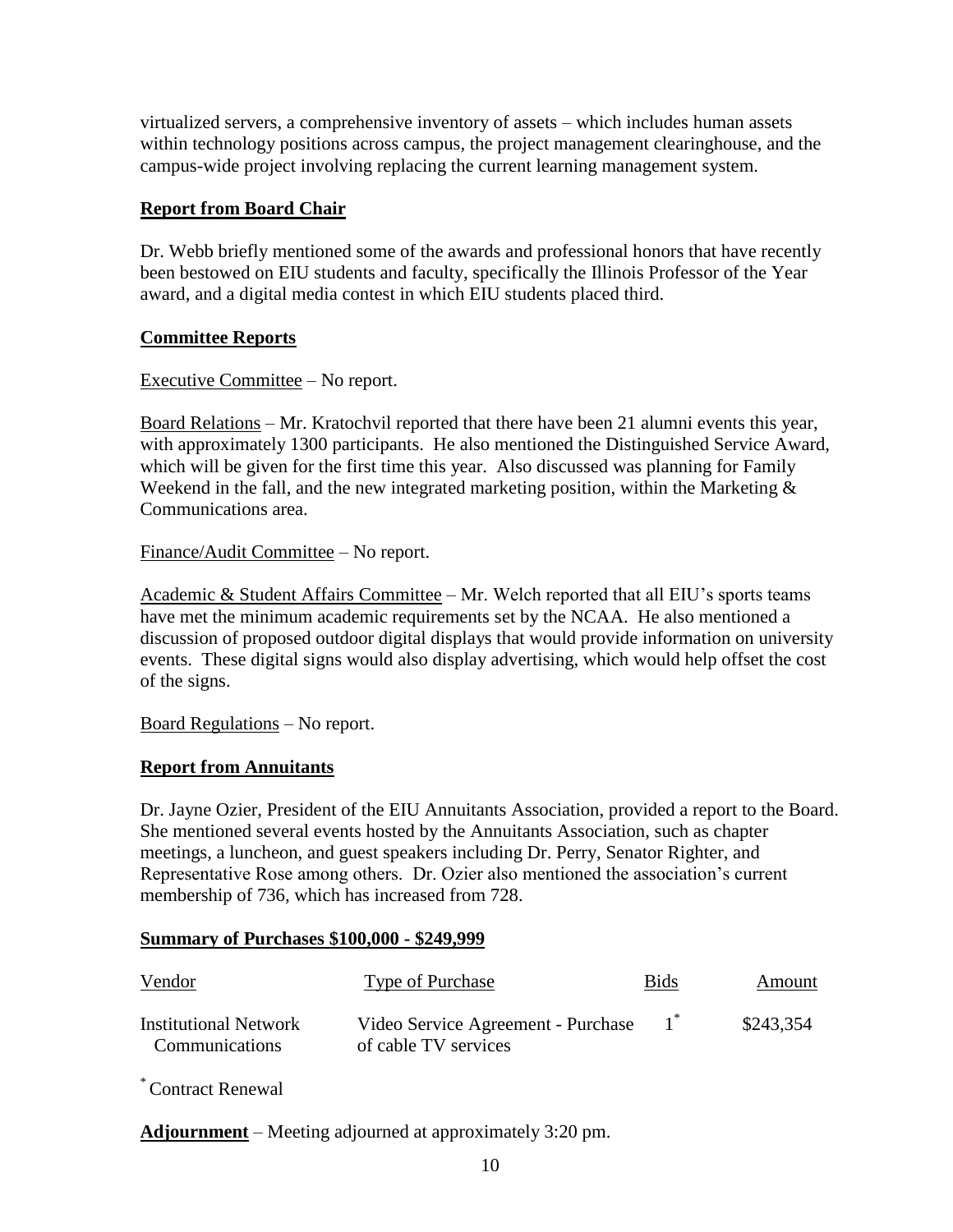virtualized servers, a comprehensive inventory of assets – which includes human assets within technology positions across campus, the project management clearinghouse, and the campus-wide project involving replacing the current learning management system.

## Report from Board Chair

Dr. Webb briefly mentioned some of the awards and professional honors that have recently been bestowed on EIU students and faculty, specifically the Illinois Professor of the Year award, and a digital media contest in which EIU students placed third.

## Committee Reports

Executive Committee – No report.

Board Relations – Mr. Kratochvil reported that there have been 21 alumni events this year, with approximately 1300 participants. He also mentioned the Distinguished Service Award, which will be given for the first time this year. Also discussed was planning for Family Weekend in the fall, and the new integrated marketing position, within the Marketing & Communications area.

Finance/Audit Committee – No report.

Academic & Student Affairs Committee – Mr. Welch reported that all EIU's sports teams have met the minimum academic requirements set by the NCAA. He also mentioned a discussion of proposed outdoor digital displays that would provide information on university events. These digital signs would also display advertising, which would help offset the cost of the signs.

Board Regulations – No report.

## Report from Annuitants

Dr. Jayne Ozier, President of the EIU Annuitants Association, provided a report to the Board. She mentioned several events hosted by the Annuitants Association, such as chapter meetings, a luncheon, and guest speakers including Dr. Perry, Senator Righter, and Representative Rose among others. Dr. Ozier also mentioned the association's current membership of 736, which has increased from 728.

## Summary of Purchases $100,000 - $249,999

| Vendor | Type of Purchase | Bids | Amount |
|---|---|---|---|
| Institutional Network Communications | Video Service Agreement - Purchase of cable TV services | 1* | $243,354 |

*Contract Renewal

**Adjournment** – Meeting adjourned at approximately 3:20 pm.